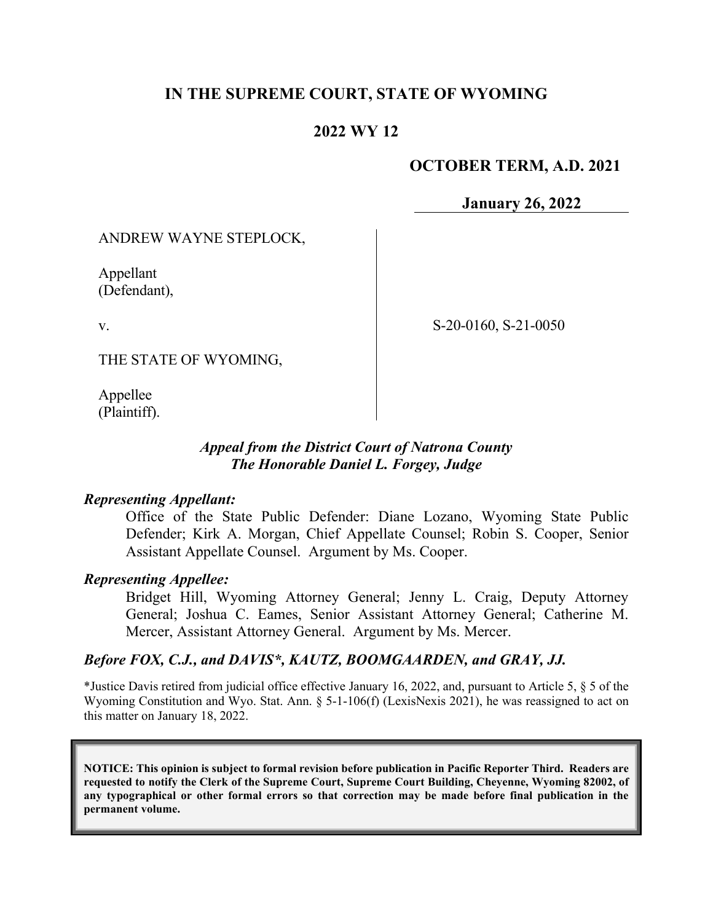# IN THE SUPREME COURT, STATE OF WYOMING

## 2022 WY 12

**OCTOBER TERM, A.D. 2021**

**January 26, 2022**

ANDREW WAYNE STEPLOCK,

Appellant
(Defendant),

v.

THE STATE OF WYOMING,

Appellee
(Plaintiff).

S-20-0160, S-21-0050

***Appeal from the District Court of Natrona County***
***The Honorable Daniel L. Forgey, Judge***

***Representing Appellant:***

Office of the State Public Defender: Diane Lozano, Wyoming State Public Defender; Kirk A. Morgan, Chief Appellate Counsel; Robin S. Cooper, Senior Assistant Appellate Counsel. Argument by Ms. Cooper.

***Representing Appellee:***

Bridget Hill, Wyoming Attorney General; Jenny L. Craig, Deputy Attorney General; Joshua C. Eames, Senior Assistant Attorney General; Catherine M. Mercer, Assistant Attorney General. Argument by Ms. Mercer.

***Before FOX, C.J., and DAVIS*, KAUTZ, BOOMGAARDEN, and GRAY, JJ.***

*Justice Davis retired from judicial office effective January 16, 2022, and, pursuant to Article 5, § 5 of the Wyoming Constitution and Wyo. Stat. Ann. § 5-1-106(f) (LexisNexis 2021), he was reassigned to act on this matter on January 18, 2022.

**NOTICE: This opinion is subject to formal revision before publication in Pacific Reporter Third. Readers are requested to notify the Clerk of the Supreme Court, Supreme Court Building, Cheyenne, Wyoming 82002, of any typographical or other formal errors so that correction may be made before final publication in the permanent volume.**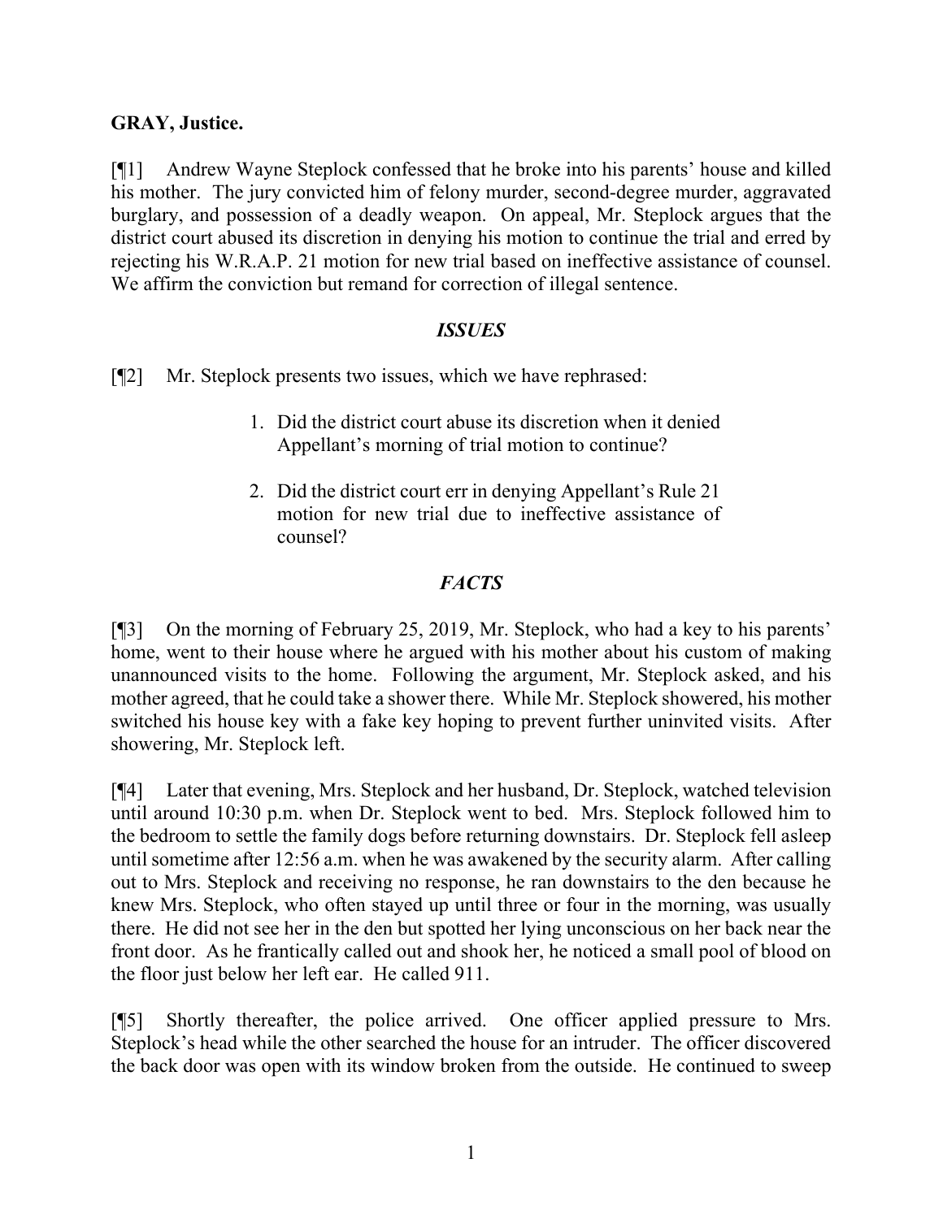**GRAY, Justice.**

[¶1] Andrew Wayne Steplock confessed that he broke into his parents' house and killed his mother. The jury convicted him of felony murder, second-degree murder, aggravated burglary, and possession of a deadly weapon. On appeal, Mr. Steplock argues that the district court abused its discretion in denying his motion to continue the trial and erred by rejecting his W.R.A.P. 21 motion for new trial based on ineffective assistance of counsel. We affirm the conviction but remand for correction of illegal sentence.

### *ISSUES*

[¶2] Mr. Steplock presents two issues, which we have rephrased:

> 1. Did the district court abuse its discretion when it denied Appellant's morning of trial motion to continue?
>
> 2. Did the district court err in denying Appellant's Rule 21 motion for new trial due to ineffective assistance of counsel?

### *FACTS*

[¶3] On the morning of February 25, 2019, Mr. Steplock, who had a key to his parents' home, went to their house where he argued with his mother about his custom of making unannounced visits to the home. Following the argument, Mr. Steplock asked, and his mother agreed, that he could take a shower there. While Mr. Steplock showered, his mother switched his house key with a fake key hoping to prevent further uninvited visits. After showering, Mr. Steplock left.

[¶4] Later that evening, Mrs. Steplock and her husband, Dr. Steplock, watched television until around 10:30 p.m. when Dr. Steplock went to bed. Mrs. Steplock followed him to the bedroom to settle the family dogs before returning downstairs. Dr. Steplock fell asleep until sometime after 12:56 a.m. when he was awakened by the security alarm. After calling out to Mrs. Steplock and receiving no response, he ran downstairs to the den because he knew Mrs. Steplock, who often stayed up until three or four in the morning, was usually there. He did not see her in the den but spotted her lying unconscious on her back near the front door. As he frantically called out and shook her, he noticed a small pool of blood on the floor just below her left ear. He called 911.

[¶5] Shortly thereafter, the police arrived. One officer applied pressure to Mrs. Steplock's head while the other searched the house for an intruder. The officer discovered the back door was open with its window broken from the outside. He continued to sweep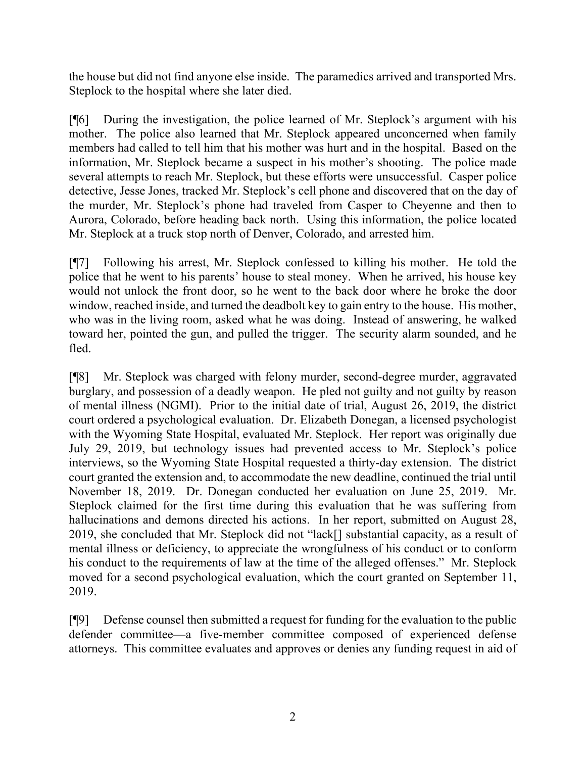the house but did not find anyone else inside. The paramedics arrived and transported Mrs. Steplock to the hospital where she later died.

[¶6] During the investigation, the police learned of Mr. Steplock's argument with his mother. The police also learned that Mr. Steplock appeared unconcerned when family members had called to tell him that his mother was hurt and in the hospital. Based on the information, Mr. Steplock became a suspect in his mother's shooting. The police made several attempts to reach Mr. Steplock, but these efforts were unsuccessful. Casper police detective, Jesse Jones, tracked Mr. Steplock's cell phone and discovered that on the day of the murder, Mr. Steplock's phone had traveled from Casper to Cheyenne and then to Aurora, Colorado, before heading back north. Using this information, the police located Mr. Steplock at a truck stop north of Denver, Colorado, and arrested him.

[¶7] Following his arrest, Mr. Steplock confessed to killing his mother. He told the police that he went to his parents' house to steal money. When he arrived, his house key would not unlock the front door, so he went to the back door where he broke the door window, reached inside, and turned the deadbolt key to gain entry to the house. His mother, who was in the living room, asked what he was doing. Instead of answering, he walked toward her, pointed the gun, and pulled the trigger. The security alarm sounded, and he fled.

[¶8] Mr. Steplock was charged with felony murder, second-degree murder, aggravated burglary, and possession of a deadly weapon. He pled not guilty and not guilty by reason of mental illness (NGMI). Prior to the initial date of trial, August 26, 2019, the district court ordered a psychological evaluation. Dr. Elizabeth Donegan, a licensed psychologist with the Wyoming State Hospital, evaluated Mr. Steplock. Her report was originally due July 29, 2019, but technology issues had prevented access to Mr. Steplock's police interviews, so the Wyoming State Hospital requested a thirty-day extension. The district court granted the extension and, to accommodate the new deadline, continued the trial until November 18, 2019. Dr. Donegan conducted her evaluation on June 25, 2019. Mr. Steplock claimed for the first time during this evaluation that he was suffering from hallucinations and demons directed his actions. In her report, submitted on August 28, 2019, she concluded that Mr. Steplock did not "lack[] substantial capacity, as a result of mental illness or deficiency, to appreciate the wrongfulness of his conduct or to conform his conduct to the requirements of law at the time of the alleged offenses." Mr. Steplock moved for a second psychological evaluation, which the court granted on September 11, 2019.

[¶9] Defense counsel then submitted a request for funding for the evaluation to the public defender committee—a five-member committee composed of experienced defense attorneys. This committee evaluates and approves or denies any funding request in aid of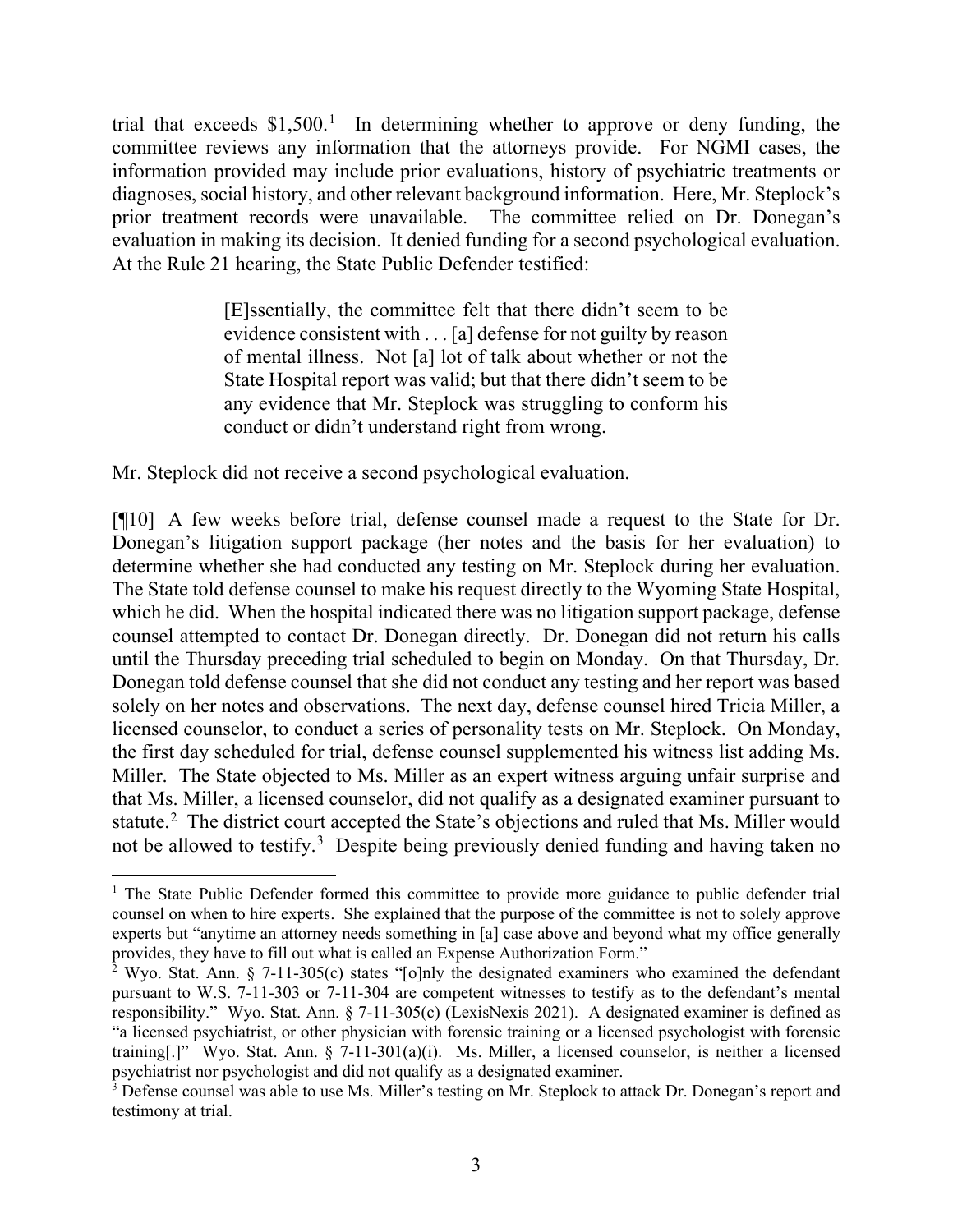trial that exceeds $1,500.[1] In determining whether to approve or deny funding, the committee reviews any information that the attorneys provide. For NGMI cases, the information provided may include prior evaluations, history of psychiatric treatments or diagnoses, social history, and other relevant background information. Here, Mr. Steplock's prior treatment records were unavailable. The committee relied on Dr. Donegan's evaluation in making its decision. It denied funding for a second psychological evaluation. At the Rule 21 hearing, the State Public Defender testified:

> [E]ssentially, the committee felt that there didn't seem to be evidence consistent with . . . [a] defense for not guilty by reason of mental illness. Not [a] lot of talk about whether or not the State Hospital report was valid; but that there didn't seem to be any evidence that Mr. Steplock was struggling to conform his conduct or didn't understand right from wrong.

Mr. Steplock did not receive a second psychological evaluation.

[¶10] A few weeks before trial, defense counsel made a request to the State for Dr. Donegan's litigation support package (her notes and the basis for her evaluation) to determine whether she had conducted any testing on Mr. Steplock during her evaluation. The State told defense counsel to make his request directly to the Wyoming State Hospital, which he did. When the hospital indicated there was no litigation support package, defense counsel attempted to contact Dr. Donegan directly. Dr. Donegan did not return his calls until the Thursday preceding trial scheduled to begin on Monday. On that Thursday, Dr. Donegan told defense counsel that she did not conduct any testing and her report was based solely on her notes and observations. The next day, defense counsel hired Tricia Miller, a licensed counselor, to conduct a series of personality tests on Mr. Steplock. On Monday, the first day scheduled for trial, defense counsel supplemented his witness list adding Ms. Miller. The State objected to Ms. Miller as an expert witness arguing unfair surprise and that Ms. Miller, a licensed counselor, did not qualify as a designated examiner pursuant to statute.[2] The district court accepted the State's objections and ruled that Ms. Miller would not be allowed to testify.[3] Despite being previously denied funding and having taken no

---

[1] The State Public Defender formed this committee to provide more guidance to public defender trial counsel on when to hire experts. She explained that the purpose of the committee is not to solely approve experts but "anytime an attorney needs something in [a] case above and beyond what my office generally provides, they have to fill out what is called an Expense Authorization Form."

[2] Wyo. Stat. Ann. § 7-11-305(c) states "[o]nly the designated examiners who examined the defendant pursuant to W.S. 7-11-303 or 7-11-304 are competent witnesses to testify as to the defendant's mental responsibility." Wyo. Stat. Ann. § 7-11-305(c) (LexisNexis 2021). A designated examiner is defined as "a licensed psychiatrist, or other physician with forensic training or a licensed psychologist with forensic training[.]" Wyo. Stat. Ann. § 7-11-301(a)(i). Ms. Miller, a licensed counselor, is neither a licensed psychiatrist nor psychologist and did not qualify as a designated examiner.

[3] Defense counsel was able to use Ms. Miller's testing on Mr. Steplock to attack Dr. Donegan's report and testimony at trial.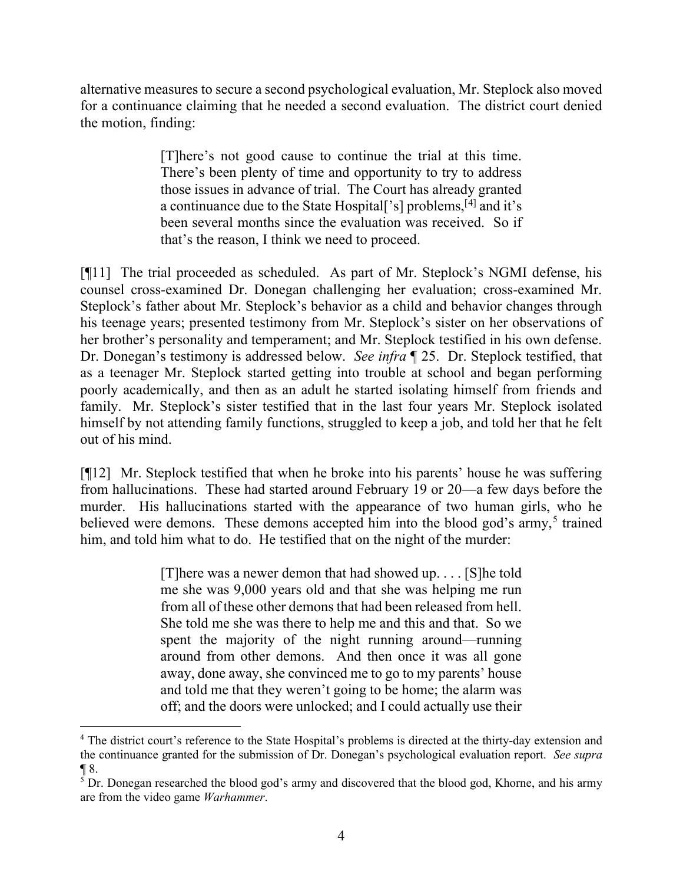alternative measures to secure a second psychological evaluation, Mr. Steplock also moved for a continuance claiming that he needed a second evaluation. The district court denied the motion, finding:

> [T]here's not good cause to continue the trial at this time. There's been plenty of time and opportunity to try to address those issues in advance of trial. The Court has already granted a continuance due to the State Hospital['s] problems,[4] and it's been several months since the evaluation was received. So if that's the reason, I think we need to proceed.

[¶11] The trial proceeded as scheduled. As part of Mr. Steplock's NGMI defense, his counsel cross-examined Dr. Donegan challenging her evaluation; cross-examined Mr. Steplock's father about Mr. Steplock's behavior as a child and behavior changes through his teenage years; presented testimony from Mr. Steplock's sister on her observations of her brother's personality and temperament; and Mr. Steplock testified in his own defense. Dr. Donegan's testimony is addressed below. *See infra* ¶ 25. Dr. Steplock testified, that as a teenager Mr. Steplock started getting into trouble at school and began performing poorly academically, and then as an adult he started isolating himself from friends and family. Mr. Steplock's sister testified that in the last four years Mr. Steplock isolated himself by not attending family functions, struggled to keep a job, and told her that he felt out of his mind.

[¶12] Mr. Steplock testified that when he broke into his parents' house he was suffering from hallucinations. These had started around February 19 or 20—a few days before the murder. His hallucinations started with the appearance of two human girls, who he believed were demons. These demons accepted him into the blood god's army,[5] trained him, and told him what to do. He testified that on the night of the murder:

> [T]here was a newer demon that had showed up. . . . [S]he told me she was 9,000 years old and that she was helping me run from all of these other demons that had been released from hell. She told me she was there to help me and this and that. So we spent the majority of the night running around—running around from other demons. And then once it was all gone away, done away, she convinced me to go to my parents' house and told me that they weren't going to be home; the alarm was off; and the doors were unlocked; and I could actually use their

---

[4] The district court's reference to the State Hospital's problems is directed at the thirty-day extension and the continuance granted for the submission of Dr. Donegan's psychological evaluation report. *See supra* ¶ 8.

[5] Dr. Donegan researched the blood god's army and discovered that the blood god, Khorne, and his army are from the video game *Warhammer*.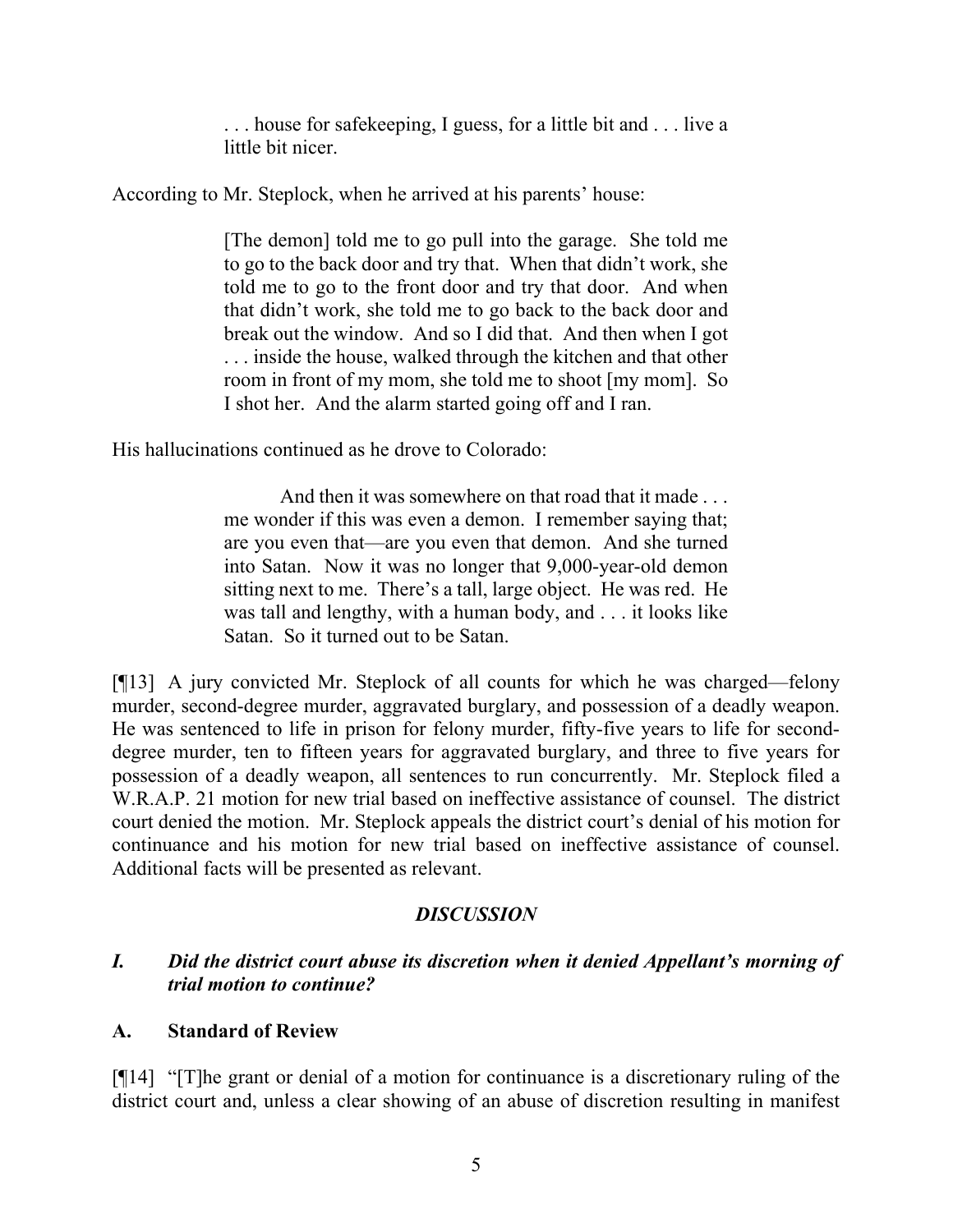> . . . house for safekeeping, I guess, for a little bit and . . . live a little bit nicer.

According to Mr. Steplock, when he arrived at his parents' house:

> [The demon] told me to go pull into the garage. She told me to go to the back door and try that. When that didn't work, she told me to go to the front door and try that door. And when that didn't work, she told me to go back to the back door and break out the window. And so I did that. And then when I got . . . inside the house, walked through the kitchen and that other room in front of my mom, she told me to shoot [my mom]. So I shot her. And the alarm started going off and I ran.

His hallucinations continued as he drove to Colorado:

> And then it was somewhere on that road that it made . . . me wonder if this was even a demon. I remember saying that; are you even that—are you even that demon. And she turned into Satan. Now it was no longer that 9,000-year-old demon sitting next to me. There's a tall, large object. He was red. He was tall and lengthy, with a human body, and . . . it looks like Satan. So it turned out to be Satan.

[¶13] A jury convicted Mr. Steplock of all counts for which he was charged—felony murder, second-degree murder, aggravated burglary, and possession of a deadly weapon. He was sentenced to life in prison for felony murder, fifty-five years to life for second-degree murder, ten to fifteen years for aggravated burglary, and three to five years for possession of a deadly weapon, all sentences to run concurrently. Mr. Steplock filed a W.R.A.P. 21 motion for new trial based on ineffective assistance of counsel. The district court denied the motion. Mr. Steplock appeals the district court's denial of his motion for continuance and his motion for new trial based on ineffective assistance of counsel. Additional facts will be presented as relevant.

## *DISCUSSION*

### *I. Did the district court abuse its discretion when it denied Appellant's morning of trial motion to continue?*

### A. Standard of Review

[¶14] "[T]he grant or denial of a motion for continuance is a discretionary ruling of the district court and, unless a clear showing of an abuse of discretion resulting in manifest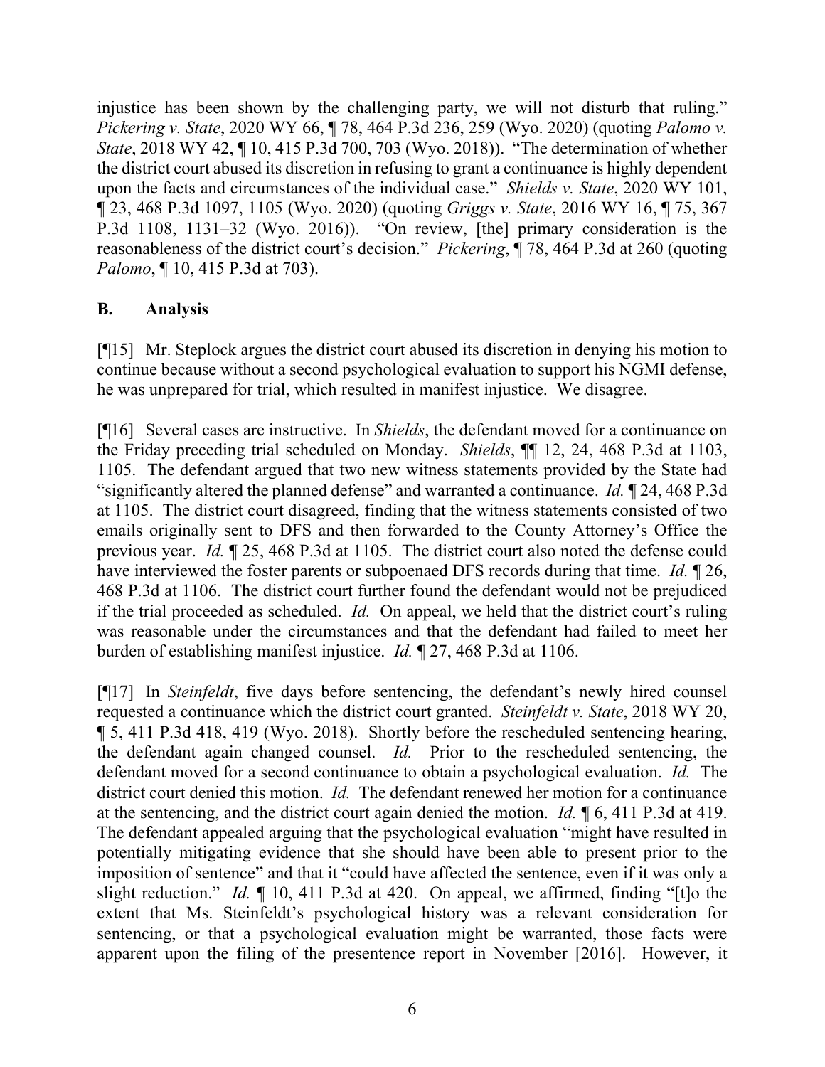injustice has been shown by the challenging party, we will not disturb that ruling." *Pickering v. State*, 2020 WY 66, ¶ 78, 464 P.3d 236, 259 (Wyo. 2020) (quoting *Palomo v. State*, 2018 WY 42, ¶ 10, 415 P.3d 700, 703 (Wyo. 2018)). "The determination of whether the district court abused its discretion in refusing to grant a continuance is highly dependent upon the facts and circumstances of the individual case." *Shields v. State*, 2020 WY 101, ¶ 23, 468 P.3d 1097, 1105 (Wyo. 2020) (quoting *Griggs v. State*, 2016 WY 16, ¶ 75, 367 P.3d 1108, 1131–32 (Wyo. 2016)). "On review, [the] primary consideration is the reasonableness of the district court's decision." *Pickering*, ¶ 78, 464 P.3d at 260 (quoting *Palomo*, ¶ 10, 415 P.3d at 703).

## B. Analysis

[¶15] Mr. Steplock argues the district court abused its discretion in denying his motion to continue because without a second psychological evaluation to support his NGMI defense, he was unprepared for trial, which resulted in manifest injustice. We disagree.

[¶16] Several cases are instructive. In *Shields*, the defendant moved for a continuance on the Friday preceding trial scheduled on Monday. *Shields*, ¶¶ 12, 24, 468 P.3d at 1103, 1105. The defendant argued that two new witness statements provided by the State had "significantly altered the planned defense" and warranted a continuance. *Id.* ¶ 24, 468 P.3d at 1105. The district court disagreed, finding that the witness statements consisted of two emails originally sent to DFS and then forwarded to the County Attorney's Office the previous year. *Id.* ¶ 25, 468 P.3d at 1105. The district court also noted the defense could have interviewed the foster parents or subpoenaed DFS records during that time. *Id.* ¶ 26, 468 P.3d at 1106. The district court further found the defendant would not be prejudiced if the trial proceeded as scheduled. *Id.* On appeal, we held that the district court's ruling was reasonable under the circumstances and that the defendant had failed to meet her burden of establishing manifest injustice. *Id.* ¶ 27, 468 P.3d at 1106.

[¶17] In *Steinfeldt*, five days before sentencing, the defendant's newly hired counsel requested a continuance which the district court granted. *Steinfeldt v. State*, 2018 WY 20, ¶ 5, 411 P.3d 418, 419 (Wyo. 2018). Shortly before the rescheduled sentencing hearing, the defendant again changed counsel. *Id.* Prior to the rescheduled sentencing, the defendant moved for a second continuance to obtain a psychological evaluation. *Id.* The district court denied this motion. *Id.* The defendant renewed her motion for a continuance at the sentencing, and the district court again denied the motion. *Id.* ¶ 6, 411 P.3d at 419. The defendant appealed arguing that the psychological evaluation "might have resulted in potentially mitigating evidence that she should have been able to present prior to the imposition of sentence" and that it "could have affected the sentence, even if it was only a slight reduction." *Id.* ¶ 10, 411 P.3d at 420. On appeal, we affirmed, finding "[t]o the extent that Ms. Steinfeldt's psychological history was a relevant consideration for sentencing, or that a psychological evaluation might be warranted, those facts were apparent upon the filing of the presentence report in November [2016]. However, it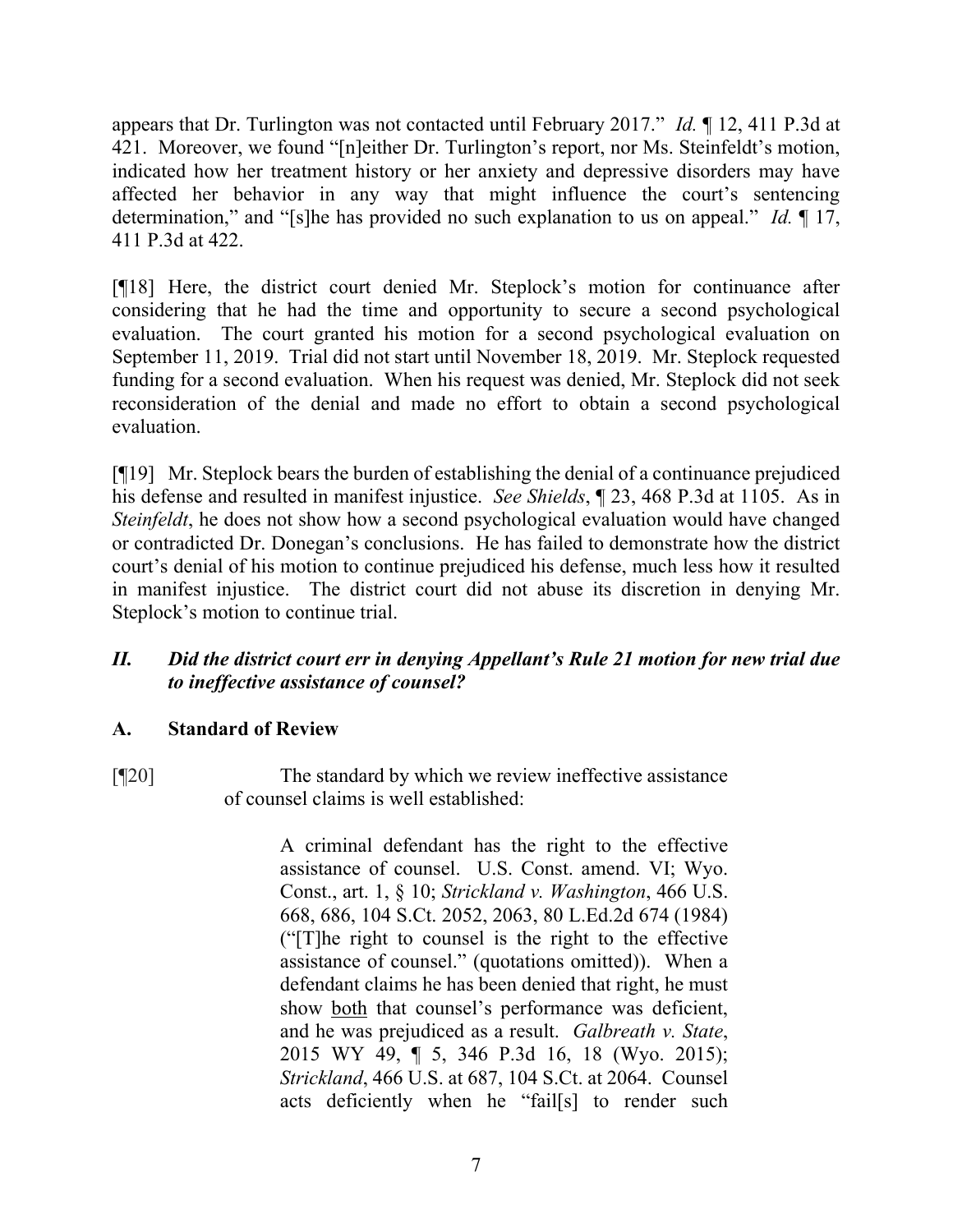appears that Dr. Turlington was not contacted until February 2017." *Id.* ¶ 12, 411 P.3d at 421. Moreover, we found "[n]either Dr. Turlington's report, nor Ms. Steinfeldt's motion, indicated how her treatment history or her anxiety and depressive disorders may have affected her behavior in any way that might influence the court's sentencing determination," and "[s]he has provided no such explanation to us on appeal." *Id.* ¶ 17, 411 P.3d at 422.

[¶18] Here, the district court denied Mr. Steplock's motion for continuance after considering that he had the time and opportunity to secure a second psychological evaluation. The court granted his motion for a second psychological evaluation on September 11, 2019. Trial did not start until November 18, 2019. Mr. Steplock requested funding for a second evaluation. When his request was denied, Mr. Steplock did not seek reconsideration of the denial and made no effort to obtain a second psychological evaluation.

[¶19] Mr. Steplock bears the burden of establishing the denial of a continuance prejudiced his defense and resulted in manifest injustice. *See Shields*, ¶ 23, 468 P.3d at 1105. As in *Steinfeldt*, he does not show how a second psychological evaluation would have changed or contradicted Dr. Donegan's conclusions. He has failed to demonstrate how the district court's denial of his motion to continue prejudiced his defense, much less how it resulted in manifest injustice. The district court did not abuse its discretion in denying Mr. Steplock's motion to continue trial.

### *II. Did the district court err in denying Appellant's Rule 21 motion for new trial due to ineffective assistance of counsel?*

#### A. Standard of Review

[¶20] The standard by which we review ineffective assistance of counsel claims is well established:

> A criminal defendant has the right to the effective assistance of counsel. U.S. Const. amend. VI; Wyo. Const., art. 1, § 10; *Strickland v. Washington*, 466 U.S. 668, 686, 104 S.Ct. 2052, 2063, 80 L.Ed.2d 674 (1984) ("[T]he right to counsel is the right to the effective assistance of counsel." (quotations omitted)). When a defendant claims he has been denied that right, he must show both that counsel's performance was deficient, and he was prejudiced as a result. *Galbreath v. State*, 2015 WY 49, ¶ 5, 346 P.3d 16, 18 (Wyo. 2015); *Strickland*, 466 U.S. at 687, 104 S.Ct. at 2064. Counsel acts deficiently when he "fail[s] to render such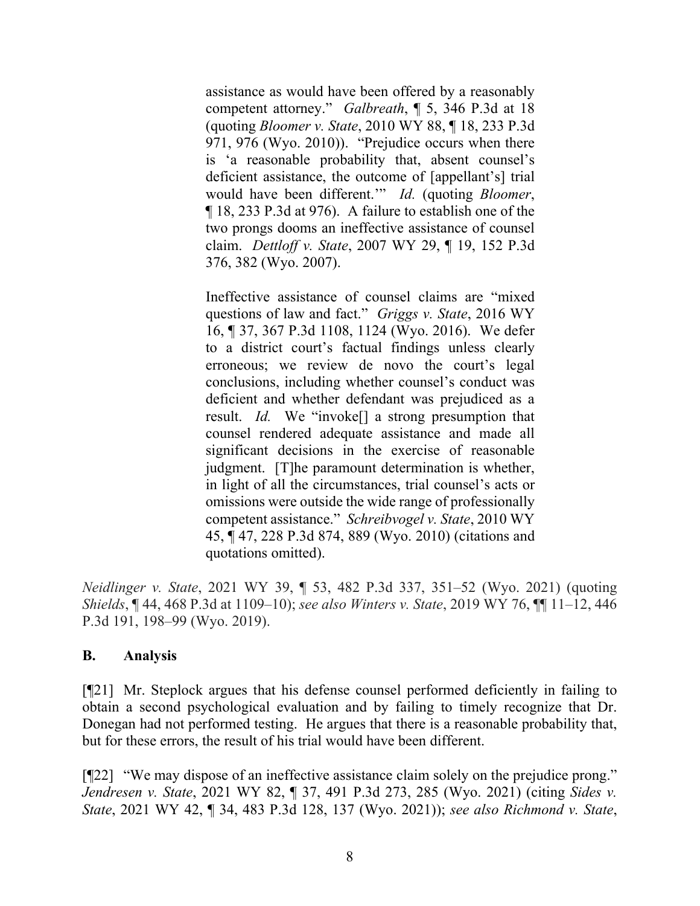> assistance as would have been offered by a reasonably competent attorney." *Galbreath*, ¶ 5, 346 P.3d at 18 (quoting *Bloomer v. State*, 2010 WY 88, ¶ 18, 233 P.3d 971, 976 (Wyo. 2010)). "Prejudice occurs when there is 'a reasonable probability that, absent counsel's deficient assistance, the outcome of [appellant's] trial would have been different.'" *Id.* (quoting *Bloomer*, ¶ 18, 233 P.3d at 976). A failure to establish one of the two prongs dooms an ineffective assistance of counsel claim. *Dettloff v. State*, 2007 WY 29, ¶ 19, 152 P.3d 376, 382 (Wyo. 2007).
>
> Ineffective assistance of counsel claims are "mixed questions of law and fact." *Griggs v. State*, 2016 WY 16, ¶ 37, 367 P.3d 1108, 1124 (Wyo. 2016). We defer to a district court's factual findings unless clearly erroneous; we review de novo the court's legal conclusions, including whether counsel's conduct was deficient and whether defendant was prejudiced as a result. *Id.* We "invoke[] a strong presumption that counsel rendered adequate assistance and made all significant decisions in the exercise of reasonable judgment. [T]he paramount determination is whether, in light of all the circumstances, trial counsel's acts or omissions were outside the wide range of professionally competent assistance." *Schreibvogel v. State*, 2010 WY 45, ¶ 47, 228 P.3d 874, 889 (Wyo. 2010) (citations and quotations omitted).

*Neidlinger v. State*, 2021 WY 39, ¶ 53, 482 P.3d 337, 351–52 (Wyo. 2021) (quoting *Shields*, ¶ 44, 468 P.3d at 1109–10); *see also Winters v. State*, 2019 WY 76, ¶¶ 11–12, 446 P.3d 191, 198–99 (Wyo. 2019).

## B. Analysis

[¶21] Mr. Steplock argues that his defense counsel performed deficiently in failing to obtain a second psychological evaluation and by failing to timely recognize that Dr. Donegan had not performed testing. He argues that there is a reasonable probability that, but for these errors, the result of his trial would have been different.

[¶22] "We may dispose of an ineffective assistance claim solely on the prejudice prong." *Jendresen v. State*, 2021 WY 82, ¶ 37, 491 P.3d 273, 285 (Wyo. 2021) (citing *Sides v. State*, 2021 WY 42, ¶ 34, 483 P.3d 128, 137 (Wyo. 2021)); *see also Richmond v. State*,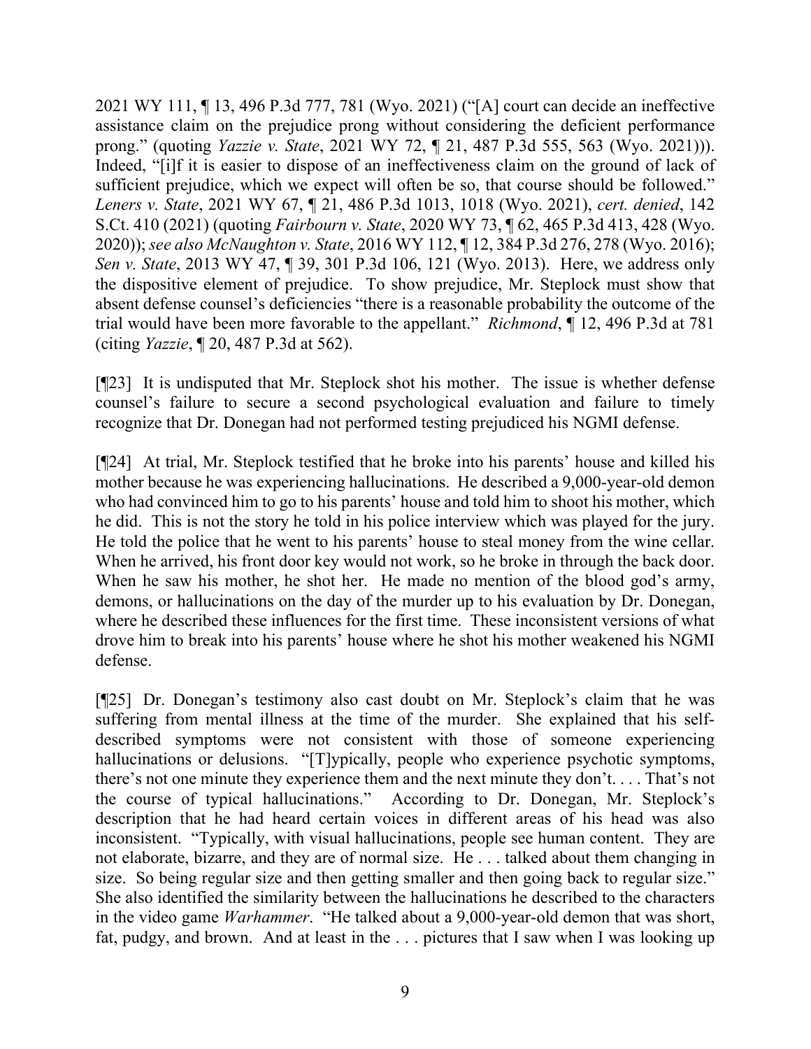2021 WY 111, ¶ 13, 496 P.3d 777, 781 (Wyo. 2021) ("[A] court can decide an ineffective assistance claim on the prejudice prong without considering the deficient performance prong." (quoting *Yazzie v. State*, 2021 WY 72, ¶ 21, 487 P.3d 555, 563 (Wyo. 2021))). Indeed, "[i]f it is easier to dispose of an ineffectiveness claim on the ground of lack of sufficient prejudice, which we expect will often be so, that course should be followed." *Leners v. State*, 2021 WY 67, ¶ 21, 486 P.3d 1013, 1018 (Wyo. 2021), *cert. denied*, 142 S.Ct. 410 (2021) (quoting *Fairbourn v. State*, 2020 WY 73, ¶ 62, 465 P.3d 413, 428 (Wyo. 2020)); *see also McNaughton v. State*, 2016 WY 112, ¶ 12, 384 P.3d 276, 278 (Wyo. 2016); *Sen v. State*, 2013 WY 47, ¶ 39, 301 P.3d 106, 121 (Wyo. 2013). Here, we address only the dispositive element of prejudice. To show prejudice, Mr. Steplock must show that absent defense counsel's deficiencies "there is a reasonable probability the outcome of the trial would have been more favorable to the appellant." *Richmond*, ¶ 12, 496 P.3d at 781 (citing *Yazzie*, ¶ 20, 487 P.3d at 562).

[¶23] It is undisputed that Mr. Steplock shot his mother. The issue is whether defense counsel's failure to secure a second psychological evaluation and failure to timely recognize that Dr. Donegan had not performed testing prejudiced his NGMI defense.

[¶24] At trial, Mr. Steplock testified that he broke into his parents' house and killed his mother because he was experiencing hallucinations. He described a 9,000-year-old demon who had convinced him to go to his parents' house and told him to shoot his mother, which he did. This is not the story he told in his police interview which was played for the jury. He told the police that he went to his parents' house to steal money from the wine cellar. When he arrived, his front door key would not work, so he broke in through the back door. When he saw his mother, he shot her. He made no mention of the blood god's army, demons, or hallucinations on the day of the murder up to his evaluation by Dr. Donegan, where he described these influences for the first time. These inconsistent versions of what drove him to break into his parents' house where he shot his mother weakened his NGMI defense.

[¶25] Dr. Donegan's testimony also cast doubt on Mr. Steplock's claim that he was suffering from mental illness at the time of the murder. She explained that his self-described symptoms were not consistent with those of someone experiencing hallucinations or delusions. "[T]ypically, people who experience psychotic symptoms, there's not one minute they experience them and the next minute they don't. . . . That's not the course of typical hallucinations." According to Dr. Donegan, Mr. Steplock's description that he had heard certain voices in different areas of his head was also inconsistent. "Typically, with visual hallucinations, people see human content. They are not elaborate, bizarre, and they are of normal size. He . . . talked about them changing in size. So being regular size and then getting smaller and then going back to regular size." She also identified the similarity between the hallucinations he described to the characters in the video game *Warhammer*. "He talked about a 9,000-year-old demon that was short, fat, pudgy, and brown. And at least in the . . . pictures that I saw when I was looking up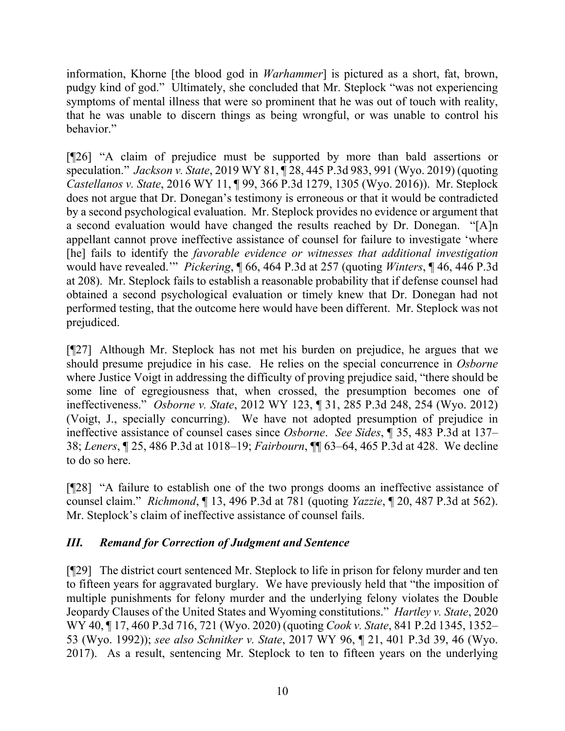information, Khorne [the blood god in *Warhammer*] is pictured as a short, fat, brown, pudgy kind of god." Ultimately, she concluded that Mr. Steplock "was not experiencing symptoms of mental illness that were so prominent that he was out of touch with reality, that he was unable to discern things as being wrongful, or was unable to control his behavior."

[¶26] "A claim of prejudice must be supported by more than bald assertions or speculation." *Jackson v. State*, 2019 WY 81, ¶ 28, 445 P.3d 983, 991 (Wyo. 2019) (quoting *Castellanos v. State*, 2016 WY 11, ¶ 99, 366 P.3d 1279, 1305 (Wyo. 2016)). Mr. Steplock does not argue that Dr. Donegan's testimony is erroneous or that it would be contradicted by a second psychological evaluation. Mr. Steplock provides no evidence or argument that a second evaluation would have changed the results reached by Dr. Donegan. "[A]n appellant cannot prove ineffective assistance of counsel for failure to investigate 'where [he] fails to identify the *favorable evidence or witnesses that additional investigation* would have revealed.'" *Pickering*, ¶ 66, 464 P.3d at 257 (quoting *Winters*, ¶ 46, 446 P.3d at 208). Mr. Steplock fails to establish a reasonable probability that if defense counsel had obtained a second psychological evaluation or timely knew that Dr. Donegan had not performed testing, that the outcome here would have been different. Mr. Steplock was not prejudiced.

[¶27] Although Mr. Steplock has not met his burden on prejudice, he argues that we should presume prejudice in his case. He relies on the special concurrence in *Osborne* where Justice Voigt in addressing the difficulty of proving prejudice said, "there should be some line of egregiousness that, when crossed, the presumption becomes one of ineffectiveness." *Osborne v. State*, 2012 WY 123, ¶ 31, 285 P.3d 248, 254 (Wyo. 2012) (Voigt, J., specially concurring). We have not adopted presumption of prejudice in ineffective assistance of counsel cases since *Osborne*. *See Sides*, ¶ 35, 483 P.3d at 137–38; *Leners*, ¶ 25, 486 P.3d at 1018–19; *Fairbourn*, ¶¶ 63–64, 465 P.3d at 428. We decline to do so here.

[¶28] "A failure to establish one of the two prongs dooms an ineffective assistance of counsel claim." *Richmond*, ¶ 13, 496 P.3d at 781 (quoting *Yazzie*, ¶ 20, 487 P.3d at 562). Mr. Steplock's claim of ineffective assistance of counsel fails.

### *III. Remand for Correction of Judgment and Sentence*

[¶29] The district court sentenced Mr. Steplock to life in prison for felony murder and ten to fifteen years for aggravated burglary. We have previously held that "the imposition of multiple punishments for felony murder and the underlying felony violates the Double Jeopardy Clauses of the United States and Wyoming constitutions." *Hartley v. State*, 2020 WY 40, ¶ 17, 460 P.3d 716, 721 (Wyo. 2020) (quoting *Cook v. State*, 841 P.2d 1345, 1352–53 (Wyo. 1992)); *see also Schnitker v. State*, 2017 WY 96, ¶ 21, 401 P.3d 39, 46 (Wyo. 2017). As a result, sentencing Mr. Steplock to ten to fifteen years on the underlying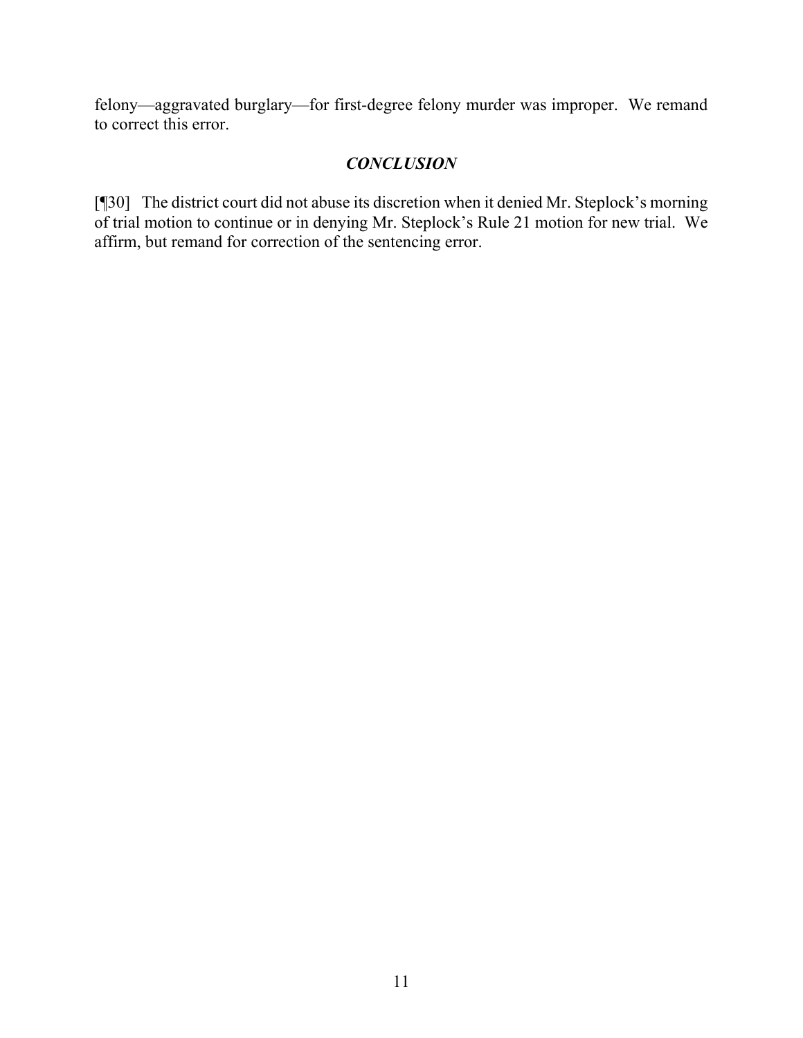felony—aggravated burglary—for first-degree felony murder was improper. We remand to correct this error.

## ***CONCLUSION***

[¶30] The district court did not abuse its discretion when it denied Mr. Steplock's morning of trial motion to continue or in denying Mr. Steplock's Rule 21 motion for new trial. We affirm, but remand for correction of the sentencing error.